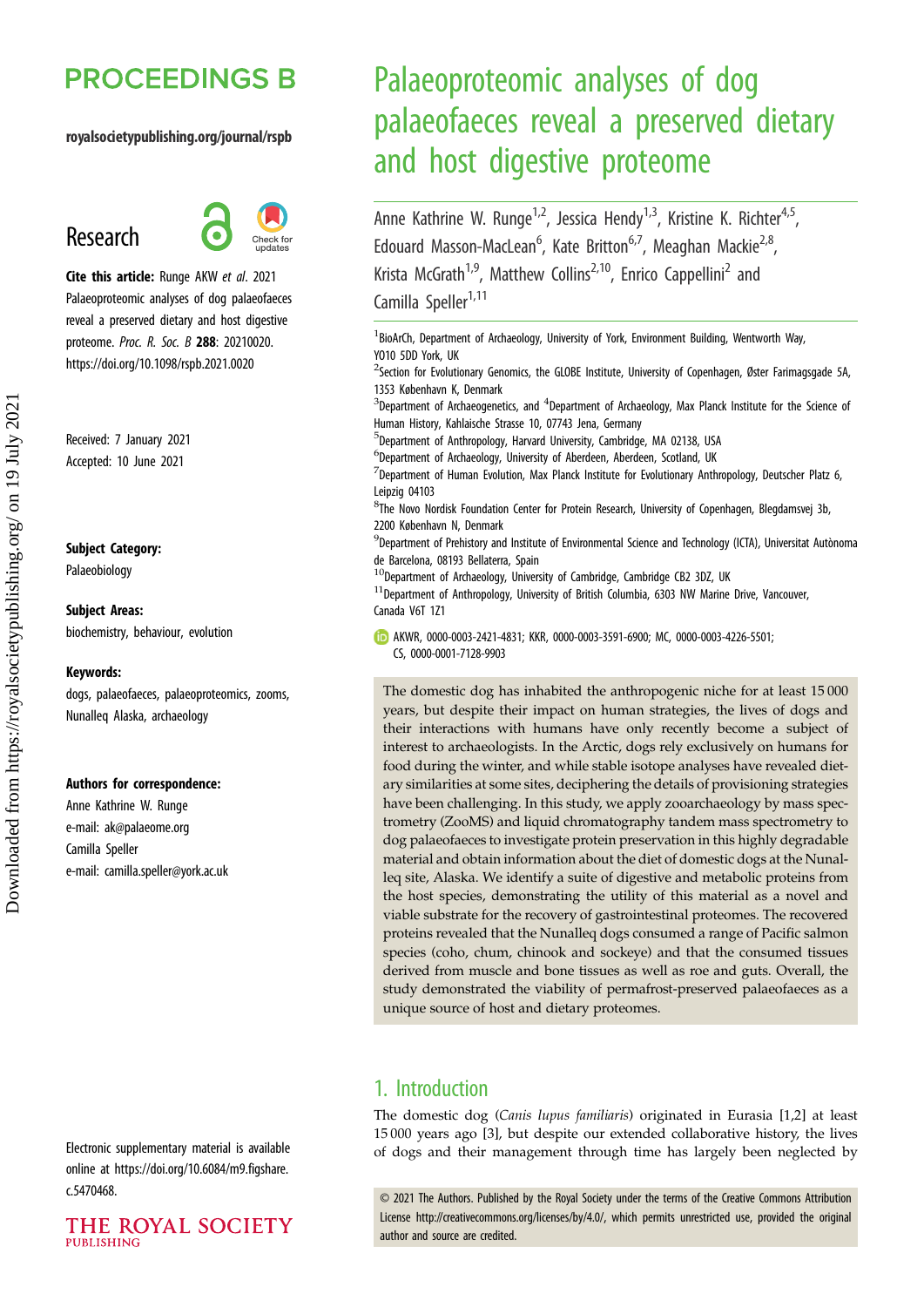# Palaeoproteomic analyses of dog palaeofaeces reveal a preserved dietary and host digestive proteome

Anne Kathrine W. Runge[1,2], Jessica Hendy[1,3], Kristine K. Richter[4,5], Edouard Masson-MacLean[6], Kate Britton[6,7], Meaghan Mackie[2,8], Krista McGrath[1,9], Matthew Collins[2,10], Enrico Cappellini[2] and Camilla Speller[1,11]

[1]BioArCh, Department of Archaeology, University of York, Environment Building, Wentworth Way, YO10 5DD York, UK
[2]Section for Evolutionary Genomics, the GLOBE Institute, University of Copenhagen, Øster Farimagsgade 5A, 1353 København K, Denmark
[3]Department of Archaeogenetics, and [4]Department of Archaeology, Max Planck Institute for the Science of Human History, Kahlaische Strasse 10, 07743 Jena, Germany
[5]Department of Anthropology, Harvard University, Cambridge, MA 02138, USA
[6]Department of Archaeology, University of Aberdeen, Aberdeen, Scotland, UK
[7]Department of Human Evolution, Max Planck Institute for Evolutionary Anthropology, Deutscher Platz 6, Leipzig 04103
[8]The Novo Nordisk Foundation Center for Protein Research, University of Copenhagen, Blegdamsvej 3b, 2200 København N, Denmark
[9]Department of Prehistory and Institute of Environmental Science and Technology (ICTA), Universitat Autònoma de Barcelona, 08193 Bellaterra, Spain
[10]Department of Archaeology, University of Cambridge, Cambridge CB2 3DZ, UK
[11]Department of Anthropology, University of British Columbia, 6303 NW Marine Drive, Vancouver, Canada V6T 1Z1

AKWR, 0000-0003-2421-4831; KKR, 0000-0003-3591-6900; MC, 0000-0003-4226-5501; CS, 0000-0001-7128-9903

**Research**

**Cite this article:** Runge AKW *et al.* 2021 Palaeoproteomic analyses of dog palaeofaeces reveal a preserved dietary and host digestive proteome. *Proc. R. Soc. B* **288**: 20210020. https://doi.org/10.1098/rspb.2021.0020

Received: 7 January 2021
Accepted: 10 June 2021

**Subject Category:**
Palaeobiology

**Subject Areas:**
biochemistry, behaviour, evolution

**Keywords:**
dogs, palaeofaeces, palaeoproteomics, zooms, Nunalleq Alaska, archaeology

**Authors for correspondence:**
Anne Kathrine W. Runge
e-mail: ak@palaeome.org
Camilla Speller
e-mail: camilla.speller@york.ac.uk

Electronic supplementary material is available online at https://doi.org/10.6084/m9.figshare.c.5470468.

The domestic dog has inhabited the anthropogenic niche for at least 15 000 years, but despite their impact on human strategies, the lives of dogs and their interactions with humans have only recently become a subject of interest to archaeologists. In the Arctic, dogs rely exclusively on humans for food during the winter, and while stable isotope analyses have revealed dietary similarities at some sites, deciphering the details of provisioning strategies have been challenging. In this study, we apply zooarchaeology by mass spectrometry (ZooMS) and liquid chromatography tandem mass spectrometry to dog palaeofaeces to investigate protein preservation in this highly degradable material and obtain information about the diet of domestic dogs at the Nunalleq site, Alaska. We identify a suite of digestive and metabolic proteins from the host species, demonstrating the utility of this material as a novel and viable substrate for the recovery of gastrointestinal proteomes. The recovered proteins revealed that the Nunalleq dogs consumed a range of Pacific salmon species (coho, chum, chinook and sockeye) and that the consumed tissues derived from muscle and bone tissues as well as roe and guts. Overall, the study demonstrated the viability of permafrost-preserved palaeofaeces as a unique source of host and dietary proteomes.

## 1. Introduction

The domestic dog (*Canis lupus familiaris*) originated in Eurasia [1,2] at least 15 000 years ago [3], but despite our extended collaborative history, the lives of dogs and their management through time has largely been neglected by

© 2021 The Authors. Published by the Royal Society under the terms of the Creative Commons Attribution License http://creativecommons.org/licenses/by/4.0/, which permits unrestricted use, provided the original author and source are credited.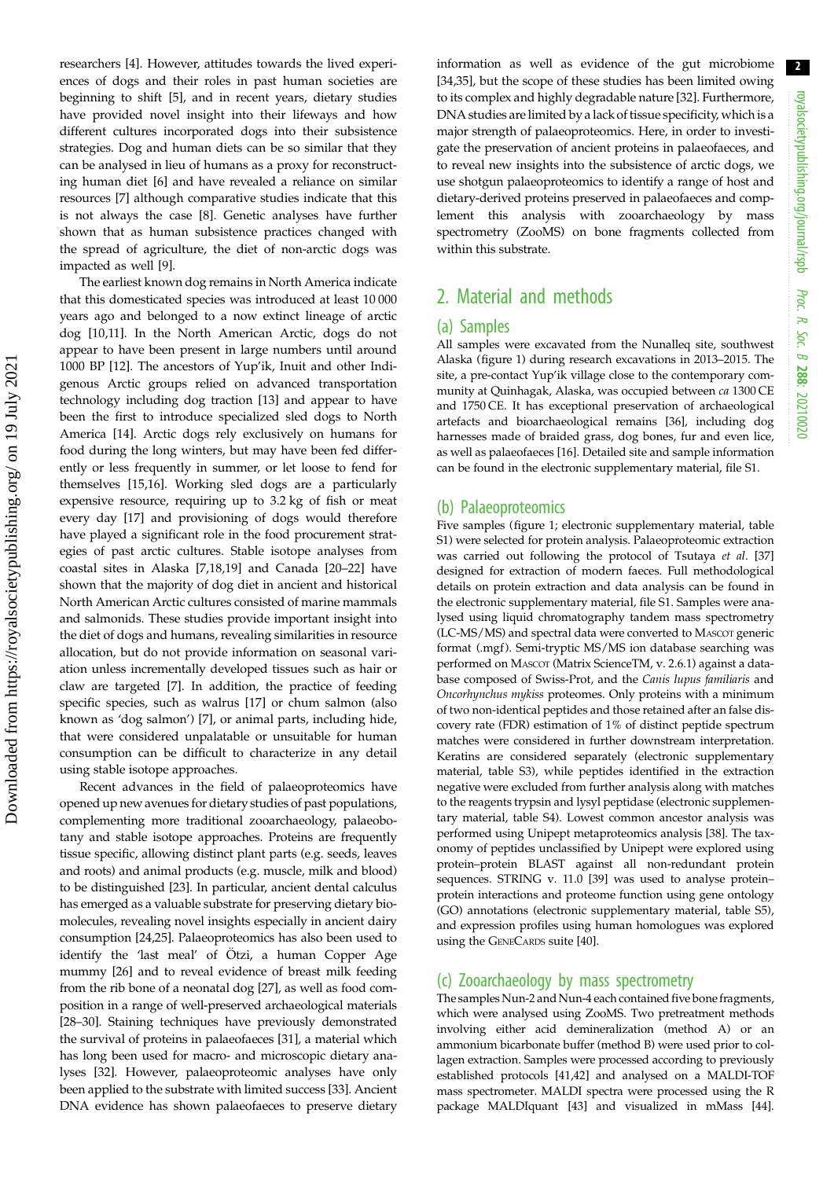researchers [4]. However, attitudes towards the lived experiences of dogs and their roles in past human societies are beginning to shift [5], and in recent years, dietary studies have provided novel insight into their lifeways and how different cultures incorporated dogs into their subsistence strategies. Dog and human diets can be so similar that they can be analysed in lieu of humans as a proxy for reconstructing human diet [6] and have revealed a reliance on similar resources [7] although comparative studies indicate that this is not always the case [8]. Genetic analyses have further shown that as human subsistence practices changed with the spread of agriculture, the diet of non-arctic dogs was impacted as well [9].

The earliest known dog remains in North America indicate that this domesticated species was introduced at least 10 000 years ago and belonged to a now extinct lineage of arctic dog [10,11]. In the North American Arctic, dogs do not appear to have been present in large numbers until around 1000 BP [12]. The ancestors of Yup'ik, Inuit and other Indigenous Arctic groups relied on advanced transportation technology including dog traction [13] and appear to have been the first to introduce specialized sled dogs to North America [14]. Arctic dogs rely exclusively on humans for food during the long winters, but may have been fed differently or less frequently in summer, or let loose to fend for themselves [15,16]. Working sled dogs are a particularly expensive resource, requiring up to 3.2 kg of fish or meat every day [17] and provisioning of dogs would therefore have played a significant role in the food procurement strategies of past arctic cultures. Stable isotope analyses from coastal sites in Alaska [7,18,19] and Canada [20–22] have shown that the majority of dog diet in ancient and historical North American Arctic cultures consisted of marine mammals and salmonids. These studies provide important insight into the diet of dogs and humans, revealing similarities in resource allocation, but do not provide information on seasonal variation unless incrementally developed tissues such as hair or claw are targeted [7]. In addition, the practice of feeding specific species, such as walrus [17] or chum salmon (also known as 'dog salmon') [7], or animal parts, including hide, that were considered unpalatable or unsuitable for human consumption can be difficult to characterize in any detail using stable isotope approaches.

Recent advances in the field of palaeoproteomics have opened up new avenues for dietary studies of past populations, complementing more traditional zooarchaeology, palaeobotany and stable isotope approaches. Proteins are frequently tissue specific, allowing distinct plant parts (e.g. seeds, leaves and roots) and animal products (e.g. muscle, milk and blood) to be distinguished [23]. In particular, ancient dental calculus has emerged as a valuable substrate for preserving dietary biomolecules, revealing novel insights especially in ancient dairy consumption [24,25]. Palaeoproteomics has also been used to identify the 'last meal' of Ötzi, a human Copper Age mummy [26] and to reveal evidence of breast milk feeding from the rib bone of a neonatal dog [27], as well as food composition in a range of well-preserved archaeological materials [28–30]. Staining techniques have previously demonstrated the survival of proteins in palaeofaeces [31], a material which has long been used for macro- and microscopic dietary analyses [32]. However, palaeoproteomic analyses have only been applied to the substrate with limited success [33]. Ancient DNA evidence has shown palaeofaeces to preserve dietary information as well as evidence of the gut microbiome [34,35], but the scope of these studies has been limited owing to its complex and highly degradable nature [32]. Furthermore, DNA studies are limited by a lack of tissue specificity, which is a major strength of palaeoproteomics. Here, in order to investigate the preservation of ancient proteins in palaeofaeces, and to reveal new insights into the subsistence of arctic dogs, we use shotgun palaeoproteomics to identify a range of host and dietary-derived proteins preserved in palaeofaeces and complement this analysis with zooarchaeology by mass spectrometry (ZooMS) on bone fragments collected from within this substrate.

## 2. Material and methods

### (a) Samples

All samples were excavated from the Nunalleq site, southwest Alaska (figure 1) during research excavations in 2013–2015. The site, a pre-contact Yup'ik village close to the contemporary community at Quinhagak, Alaska, was occupied between *ca* 1300 CE and 1750 CE. It has exceptional preservation of archaeological artefacts and bioarchaeological remains [36], including dog harnesses made of braided grass, dog bones, fur and even lice, as well as palaeofaeces [16]. Detailed site and sample information can be found in the electronic supplementary material, file S1.

### (b) Palaeoproteomics

Five samples (figure 1; electronic supplementary material, table S1) were selected for protein analysis. Palaeoproteomic extraction was carried out following the protocol of Tsutaya *et al*. [37] designed for extraction of modern faeces. Full methodological details on protein extraction and data analysis can be found in the electronic supplementary material, file S1. Samples were analysed using liquid chromatography tandem mass spectrometry (LC-MS/MS) and spectral data were converted to Mascot generic format (.mgf). Semi-tryptic MS/MS ion database searching was performed on Mascot (Matrix ScienceTM, v. 2.6.1) against a database composed of Swiss-Prot, and the *Canis lupus familiaris* and *Oncorhynchus mykiss* proteomes. Only proteins with a minimum of two non-identical peptides and those retained after an false discovery rate (FDR) estimation of 1% of distinct peptide spectrum matches were considered in further downstream interpretation. Keratins are considered separately (electronic supplementary material, table S3), while peptides identified in the extraction negative were excluded from further analysis along with matches to the reagents trypsin and lysyl peptidase (electronic supplementary material, table S4). Lowest common ancestor analysis was performed using Unipept metaproteomics analysis [38]. The taxonomy of peptides unclassified by Unipept were explored using protein–protein BLAST against all non-redundant protein sequences. STRING v. 11.0 [39] was used to analyse protein–protein interactions and proteome function using gene ontology (GO) annotations (electronic supplementary material, table S5), and expression profiles using human homologues was explored using the GeneCards suite [40].

### (c) Zooarchaeology by mass spectrometry

The samples Nun-2 and Nun-4 each contained five bone fragments, which were analysed using ZooMS. Two pretreatment methods involving either acid demineralization (method A) or an ammonium bicarbonate buffer (method B) were used prior to collagen extraction. Samples were processed according to previously established protocols [41,42] and analysed on a MALDI-TOF mass spectrometer. MALDI spectra were processed using the R package MALDIquant [43] and visualized in mMass [44].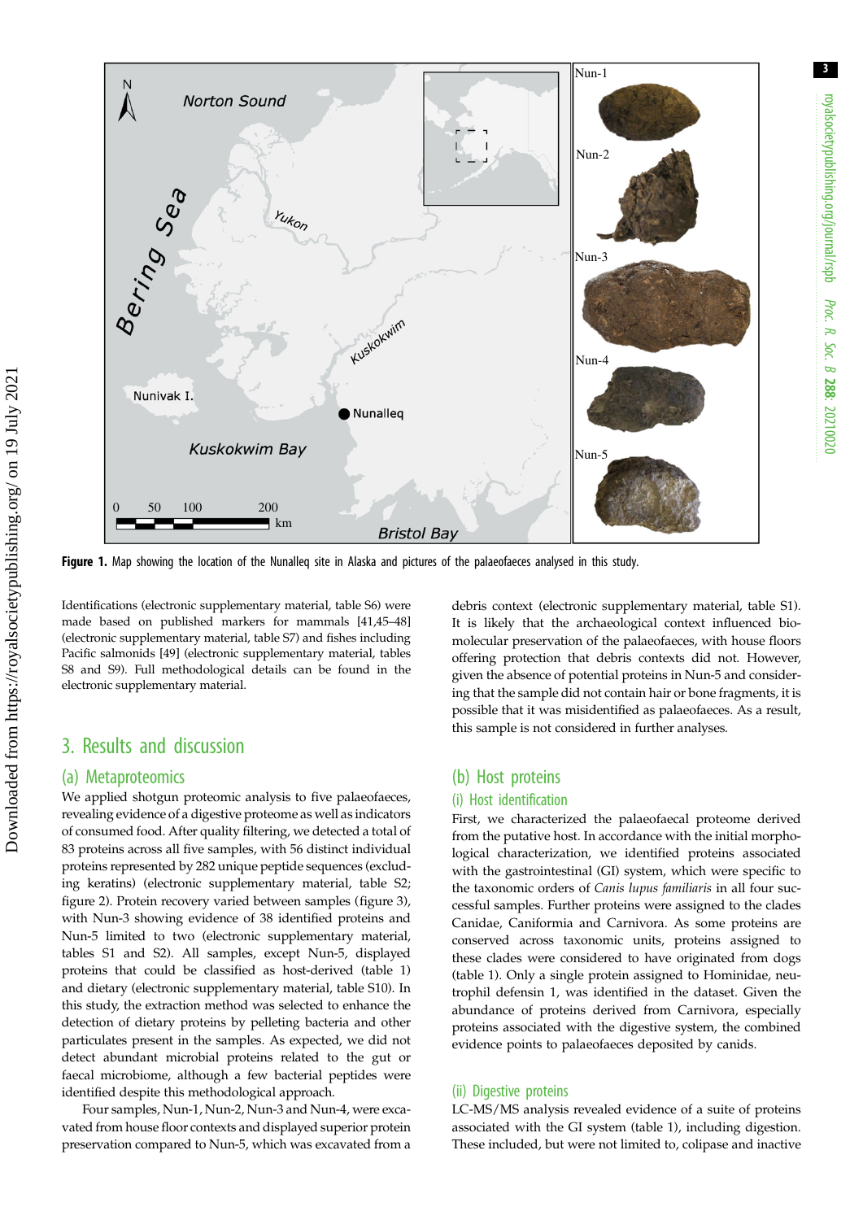Figure 1. Map showing the location of the Nunalleq site in Alaska and pictures of the palaeofaeces analysed in this study.

Identifications (electronic supplementary material, table S6) were made based on published markers for mammals [41,45–48] (electronic supplementary material, table S7) and fishes including Pacific salmonids [49] (electronic supplementary material, tables S8 and S9). Full methodological details can be found in the electronic supplementary material.

## 3. Results and discussion

### (a) Metaproteomics

We applied shotgun proteomic analysis to five palaeofaeces, revealing evidence of a digestive proteome as well as indicators of consumed food. After quality filtering, we detected a total of 83 proteins across all five samples, with 56 distinct individual proteins represented by 282 unique peptide sequences (excluding keratins) (electronic supplementary material, table S2; figure 2). Protein recovery varied between samples (figure 3), with Nun-3 showing evidence of 38 identified proteins and Nun-5 limited to two (electronic supplementary material, tables S1 and S2). All samples, except Nun-5, displayed proteins that could be classified as host-derived (table 1) and dietary (electronic supplementary material, table S10). In this study, the extraction method was selected to enhance the detection of dietary proteins by pelleting bacteria and other particulates present in the samples. As expected, we did not detect abundant microbial proteins related to the gut or faecal microbiome, although a few bacterial peptides were identified despite this methodological approach.

Four samples, Nun-1, Nun-2, Nun-3 and Nun-4, were excavated from house floor contexts and displayed superior protein preservation compared to Nun-5, which was excavated from a debris context (electronic supplementary material, table S1). It is likely that the archaeological context influenced biomolecular preservation of the palaeofaeces, with house floors offering protection that debris contexts did not. However, given the absence of potential proteins in Nun-5 and considering that the sample did not contain hair or bone fragments, it is possible that it was misidentified as palaeofaeces. As a result, this sample is not considered in further analyses.

### (b) Host proteins

#### (i) Host identification

First, we characterized the palaeofaecal proteome derived from the putative host. In accordance with the initial morphological characterization, we identified proteins associated with the gastrointestinal (GI) system, which were specific to the taxonomic orders of *Canis lupus familiaris* in all four successful samples. Further proteins were assigned to the clades Canidae, Caniformia and Carnivora. As some proteins are conserved across taxonomic units, proteins assigned to these clades were considered to have originated from dogs (table 1). Only a single protein assigned to Hominidae, neutrophil defensin 1, was identified in the dataset. Given the abundance of proteins derived from Carnivora, especially proteins associated with the digestive system, the combined evidence points to palaeofaeces deposited by canids.

#### (ii) Digestive proteins

LC-MS/MS analysis revealed evidence of a suite of proteins associated with the GI system (table 1), including digestion. These included, but were not limited to, colipase and inactive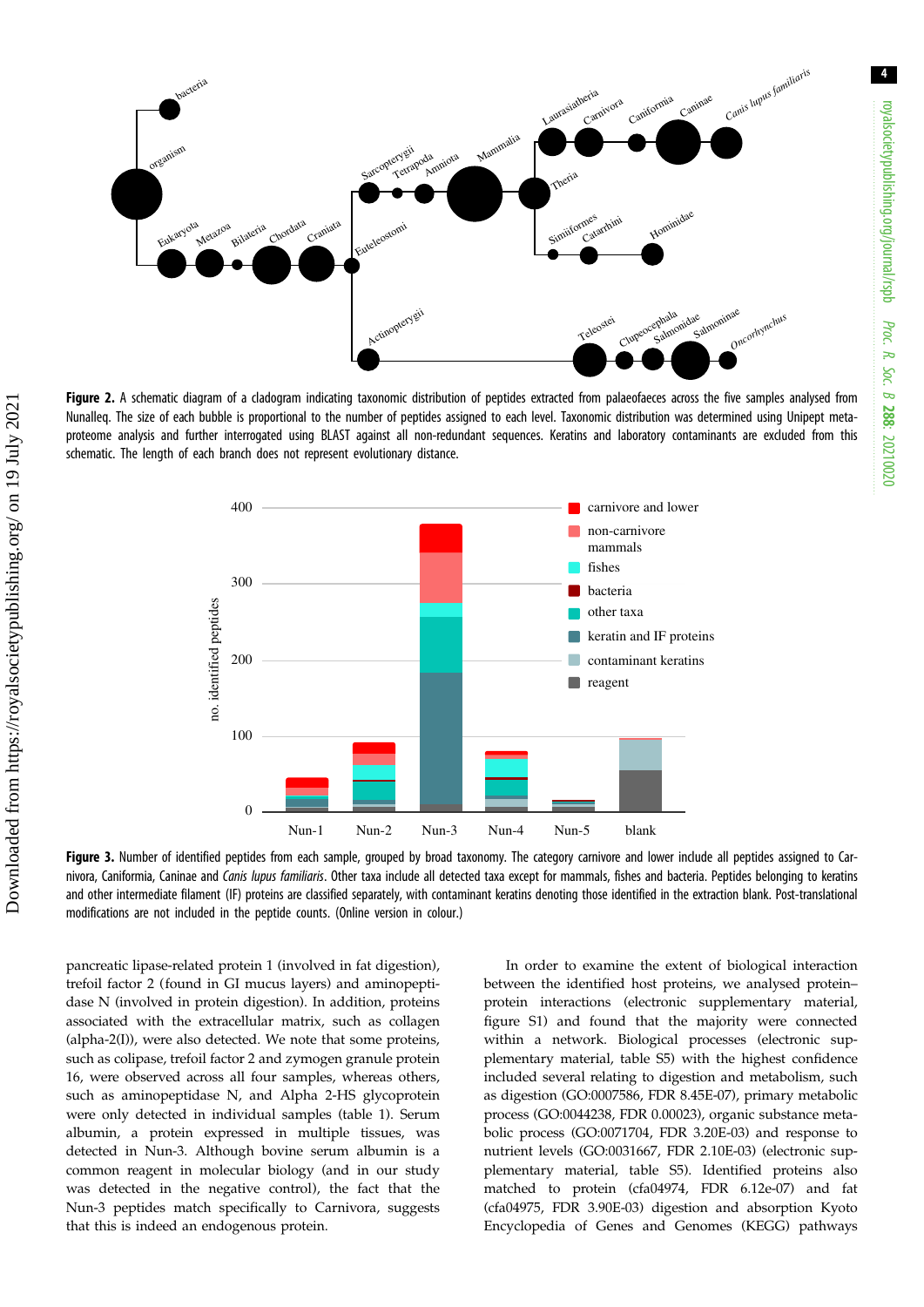bacteria

organism

Eukaryota Metazoa Bilateria Chordata Craniata

Euteleostomi

Sarcopterygii Tetrapoda Amniota Mammalia

Laurasiatheria Carnivora Caniformia Caninae *Canis lupus familiaris*

Theria

Simiiformes Catarrhini Hominidae

Actinopterygii

Teleostei Clupeocephala Salmonidae Salmoninae *Oncorhynchus*

**Figure 2.** A schematic diagram of a cladogram indicating taxonomic distribution of peptides extracted from palaeofaeces across the five samples analysed from Nunalleq. The size of each bubble is proportional to the number of peptides assigned to each level. Taxonomic distribution was determined using Unipept metaproteome analysis and further interrogated using BLAST against all non-redundant sequences. Keratins and laboratory contaminants are excluded from this schematic. The length of each branch does not represent evolutionary distance.

no. identified peptides

400
300
200
100
0

Nun-1 Nun-2 Nun-3 Nun-4 Nun-5 blank

carnivore and lower
non-carnivore mammals
fishes
bacteria
other taxa
keratin and IF proteins
contaminant keratins
reagent

**Figure 3.** Number of identified peptides from each sample, grouped by broad taxonomy. The category carnivore and lower include all peptides assigned to Carnivora, Caniformia, Caninae and *Canis lupus familiaris*. Other taxa include all detected taxa except for mammals, fishes and bacteria. Peptides belonging to keratins and other intermediate filament (IF) proteins are classified separately, with contaminant keratins denoting those identified in the extraction blank. Post-translational modifications are not included in the peptide counts. (Online version in colour.)

pancreatic lipase-related protein 1 (involved in fat digestion), trefoil factor 2 (found in GI mucus layers) and aminopeptidase N (involved in protein digestion). In addition, proteins associated with the extracellular matrix, such as collagen (alpha-2(I)), were also detected. We note that some proteins, such as colipase, trefoil factor 2 and zymogen granule protein 16, were observed across all four samples, whereas others, such as aminopeptidase N, and Alpha 2-HS glycoprotein were only detected in individual samples (table 1). Serum albumin, a protein expressed in multiple tissues, was detected in Nun-3. Although bovine serum albumin is a common reagent in molecular biology (and in our study was detected in the negative control), the fact that the Nun-3 peptides match specifically to Carnivora, suggests that this is indeed an endogenous protein.

In order to examine the extent of biological interaction between the identified host proteins, we analysed protein–protein interactions (electronic supplementary material, figure S1) and found that the majority were connected within a network. Biological processes (electronic supplementary material, table S5) with the highest confidence included several relating to digestion and metabolism, such as digestion (GO:0007586, FDR 8.45E-07), primary metabolic process (GO:0044238, FDR 0.00023), organic substance metabolic process (GO:0071704, FDR 3.20E-03) and response to nutrient levels (GO:0031667, FDR 2.10E-03) (electronic supplementary material, table S5). Identified proteins also matched to protein (cfa04974, FDR 6.12e-07) and fat (cfa04975, FDR 3.90E-03) digestion and absorption Kyoto Encyclopedia of Genes and Genomes (KEGG) pathways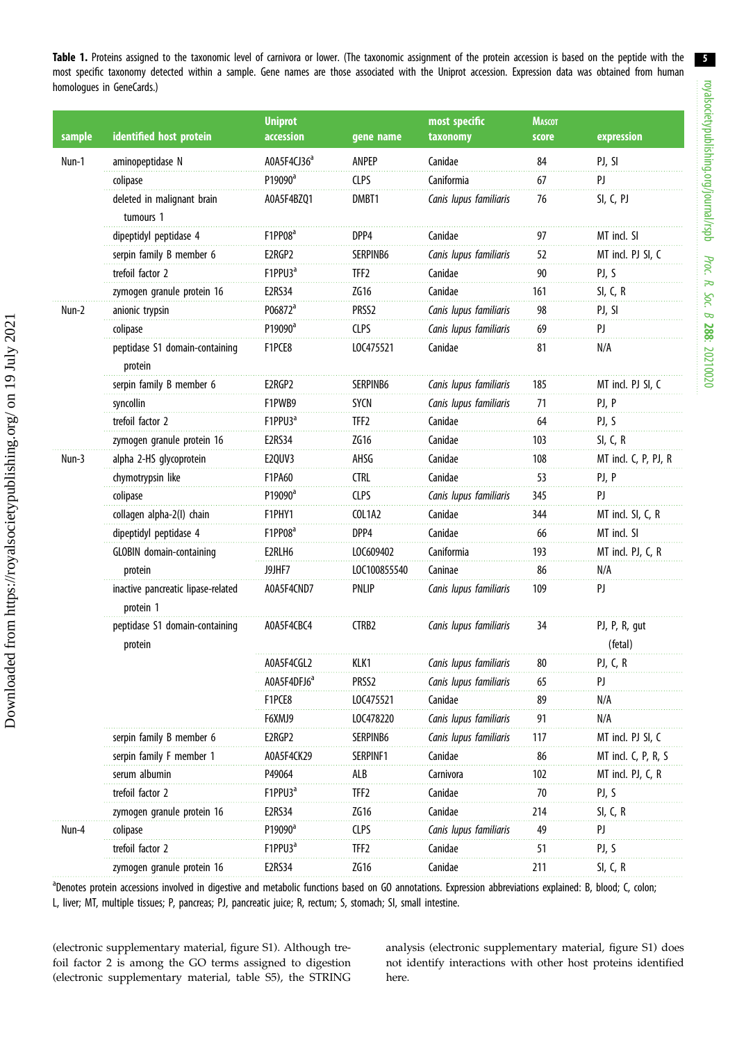**Table 1.** Proteins assigned to the taxonomic level of carnivora or lower. (The taxonomic assignment of the protein accession is based on the peptide with the most specific taxonomy detected within a sample. Gene names are those associated with the Uniprot accession. Expression data was obtained from human homologues in GeneCards.)

| sample | identified host protein | Uniprot accession | gene name | most specific taxonomy | Mascot score | expression |
|---|---|---|---|---|---|---|
| Nun-1 | aminopeptidase N | A0A5F4CJ36[a] | ANPEP | Canidae | 84 | PJ, SI |
| | colipase | P19090[a] | CLPS | Caniformia | 67 | PJ |
| | deleted in malignant brain tumours 1 | A0A5F4BZQ1 | DMBT1 | *Canis lupus familiaris* | 76 | SI, C, PJ |
| | dipeptidyl peptidase 4 | F1PP08[a] | DPP4 | Canidae | 97 | MT incl. SI |
| | serpin family B member 6 | E2RGP2 | SERPINB6 | *Canis lupus familiaris* | 52 | MT incl. PJ SI, C |
| | trefoil factor 2 | F1PPU3[a] | TFF2 | Canidae | 90 | PJ, S |
| | zymogen granule protein 16 | E2RS34 | ZG16 | Canidae | 161 | SI, C, R |
| Nun-2 | anionic trypsin | P06872[a] | PRSS2 | *Canis lupus familiaris* | 98 | PJ, SI |
| | colipase | P19090[a] | CLPS | *Canis lupus familiaris* | 69 | PJ |
| | peptidase S1 domain-containing protein | F1PCE8 | LOC475521 | Canidae | 81 | N/A |
| | serpin family B member 6 | E2RGP2 | SERPINB6 | *Canis lupus familiaris* | 185 | MT incl. PJ SI, C |
| | syncollin | F1PWB9 | SYCN | *Canis lupus familiaris* | 71 | PJ, P |
| | trefoil factor 2 | F1PPU3[a] | TFF2 | Canidae | 64 | PJ, S |
| | zymogen granule protein 16 | E2RS34 | ZG16 | Canidae | 103 | SI, C, R |
| Nun-3 | alpha 2-HS glycoprotein | E2QUV3 | AHSG | Canidae | 108 | MT incl. C, P, PJ, R |
| | chymotrypsin like | F1PA60 | CTRL | Canidae | 53 | PJ, P |
| | colipase | P19090[a] | CLPS | *Canis lupus familiaris* | 345 | PJ |
| | collagen alpha-2(I) chain | F1PHY1 | COL1A2 | Canidae | 344 | MT incl. SI, C, R |
| | dipeptidyl peptidase 4 | F1PP08[a] | DPP4 | Canidae | 66 | MT incl. SI |
| | GLOBIN domain-containing protein | E2RLH6 | LOC609402 | Caniformia | 193 | MT incl. PJ, C, R |
| | | J9JHF7 | LOC100855540 | Caninae | 86 | N/A |
| | inactive pancreatic lipase-related protein 1 | A0A5F4CND7 | PNLIP | *Canis lupus familiaris* | 109 | PJ |
| | peptidase S1 domain-containing protein | A0A5F4CBC4 | CTRB2 | *Canis lupus familiaris* | 34 | PJ, P, R, gut (fetal) |
| | | A0A5F4CGL2 | KLK1 | *Canis lupus familiaris* | 80 | PJ, C, R |
| | | A0A5F4DFJ6[a] | PRSS2 | *Canis lupus familiaris* | 65 | PJ |
| | | F1PCE8 | LOC475521 | Canidae | 89 | N/A |
| | | F6XMJ9 | LOC478220 | *Canis lupus familiaris* | 91 | N/A |
| | serpin family B member 6 | E2RGP2 | SERPINB6 | *Canis lupus familiaris* | 117 | MT incl. PJ SI, C |
| | serpin family F member 1 | A0A5F4CK29 | SERPINF1 | Canidae | 86 | MT incl. C, P, R, S |
| | serum albumin | P49064 | ALB | Carnivora | 102 | MT incl. PJ, C, R |
| | trefoil factor 2 | F1PPU3[a] | TFF2 | Canidae | 70 | PJ, S |
| | zymogen granule protein 16 | E2RS34 | ZG16 | Canidae | 214 | SI, C, R |
| Nun-4 | colipase | P19090[a] | CLPS | *Canis lupus familiaris* | 49 | PJ |
| | trefoil factor 2 | F1PPU3[a] | TFF2 | Canidae | 51 | PJ, S |
| | zymogen granule protein 16 | E2RS34 | ZG16 | Canidae | 211 | SI, C, R |

[a]Denotes protein accessions involved in digestive and metabolic functions based on GO annotations. Expression abbreviations explained: B, blood; C, colon; L, liver; MT, multiple tissues; P, pancreas; PJ, pancreatic juice; R, rectum; S, stomach; SI, small intestine.

(electronic supplementary material, figure S1). Although trefoil factor 2 is among the GO terms assigned to digestion (electronic supplementary material, table S5), the STRING analysis (electronic supplementary material, figure S1) does not identify interactions with other host proteins identified here.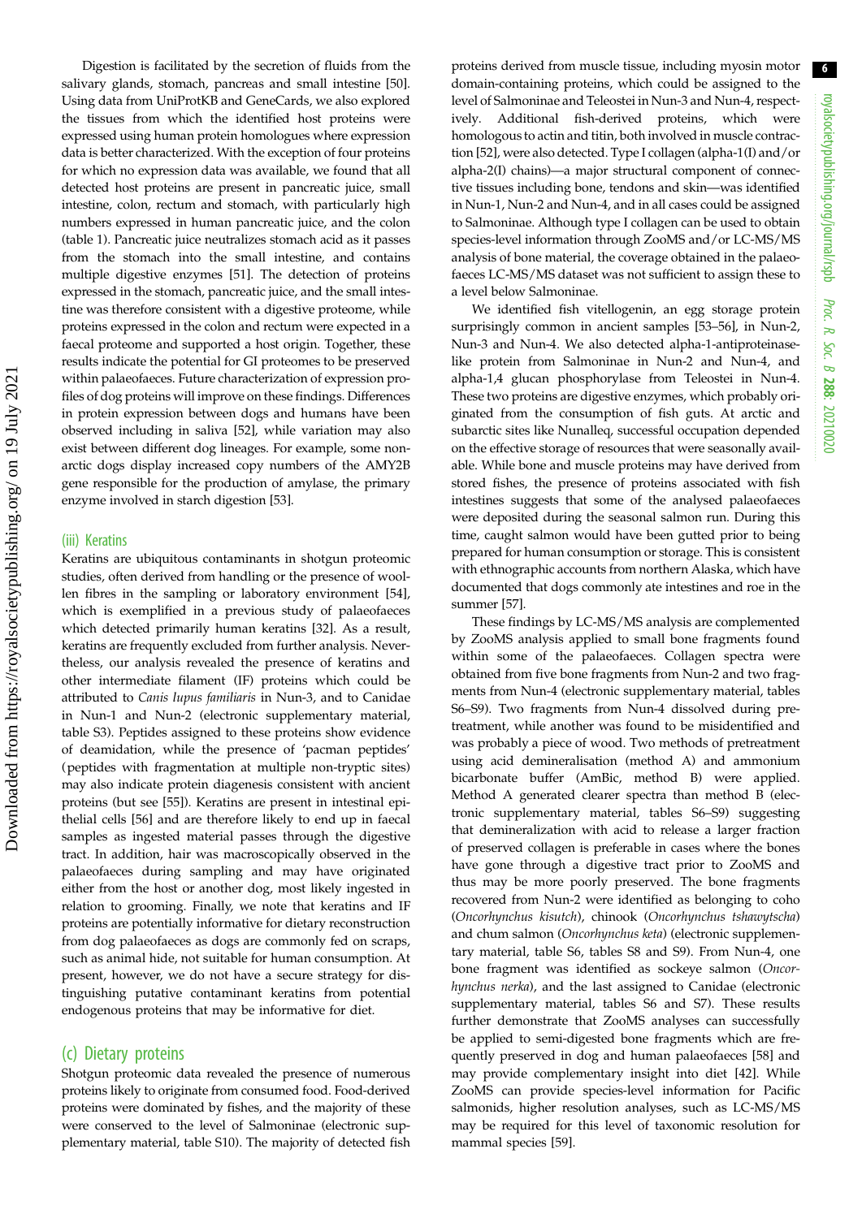Digestion is facilitated by the secretion of fluids from the salivary glands, stomach, pancreas and small intestine [50]. Using data from UniProtKB and GeneCards, we also explored the tissues from which the identified host proteins were expressed using human protein homologues where expression data is better characterized. With the exception of four proteins for which no expression data was available, we found that all detected host proteins are present in pancreatic juice, small intestine, colon, rectum and stomach, with particularly high numbers expressed in human pancreatic juice, and the colon (table 1). Pancreatic juice neutralizes stomach acid as it passes from the stomach into the small intestine, and contains multiple digestive enzymes [51]. The detection of proteins expressed in the stomach, pancreatic juice, and the small intestine was therefore consistent with a digestive proteome, while proteins expressed in the colon and rectum were expected in a faecal proteome and supported a host origin. Together, these results indicate the potential for GI proteomes to be preserved within palaeofaeces. Future characterization of expression profiles of dog proteins will improve on these findings. Differences in protein expression between dogs and humans have been observed including in saliva [52], while variation may also exist between different dog lineages. For example, some non-arctic dogs display increased copy numbers of the AMY2B gene responsible for the production of amylase, the primary enzyme involved in starch digestion [53].

### (iii) Keratins

Keratins are ubiquitous contaminants in shotgun proteomic studies, often derived from handling or the presence of woollen fibres in the sampling or laboratory environment [54], which is exemplified in a previous study of palaeofaeces which detected primarily human keratins [32]. As a result, keratins are frequently excluded from further analysis. Nevertheless, our analysis revealed the presence of keratins and other intermediate filament (IF) proteins which could be attributed to *Canis lupus familiaris* in Nun-3, and to Canidae in Nun-1 and Nun-2 (electronic supplementary material, table S3). Peptides assigned to these proteins show evidence of deamidation, while the presence of 'pacman peptides' (peptides with fragmentation at multiple non-tryptic sites) may also indicate protein diagenesis consistent with ancient proteins (but see [55]). Keratins are present in intestinal epithelial cells [56] and are therefore likely to end up in faecal samples as ingested material passes through the digestive tract. In addition, hair was macroscopically observed in the palaeofaeces during sampling and may have originated either from the host or another dog, most likely ingested in relation to grooming. Finally, we note that keratins and IF proteins are potentially informative for dietary reconstruction from dog palaeofaeces as dogs are commonly fed on scraps, such as animal hide, not suitable for human consumption. At present, however, we do not have a secure strategy for distinguishing putative contaminant keratins from potential endogenous proteins that may be informative for diet.

## (c) Dietary proteins

Shotgun proteomic data revealed the presence of numerous proteins likely to originate from consumed food. Food-derived proteins were dominated by fishes, and the majority of these were conserved to the level of Salmoninae (electronic supplementary material, table S10). The majority of detected fish proteins derived from muscle tissue, including myosin motor domain-containing proteins, which could be assigned to the level of Salmoninae and Teleostei in Nun-3 and Nun-4, respectively. Additional fish-derived proteins, which were homologous to actin and titin, both involved in muscle contraction [52], were also detected. Type I collagen (alpha-1(I) and/or alpha-2(I) chains)—a major structural component of connective tissues including bone, tendons and skin—was identified in Nun-1, Nun-2 and Nun-4, and in all cases could be assigned to Salmoninae. Although type I collagen can be used to obtain species-level information through ZooMS and/or LC-MS/MS analysis of bone material, the coverage obtained in the palaeofaeces LC-MS/MS dataset was not sufficient to assign these to a level below Salmoninae.

We identified fish vitellogenin, an egg storage protein surprisingly common in ancient samples [53–56], in Nun-2, Nun-3 and Nun-4. We also detected alpha-1-antiproteinase-like protein from Salmoninae in Nun-2 and Nun-4, and alpha-1,4 glucan phosphorylase from Teleostei in Nun-4. These two proteins are digestive enzymes, which probably originated from the consumption of fish guts. At arctic and subarctic sites like Nunalleq, successful occupation depended on the effective storage of resources that were seasonally available. While bone and muscle proteins may have derived from stored fishes, the presence of proteins associated with fish intestines suggests that some of the analysed palaeofaeces were deposited during the seasonal salmon run. During this time, caught salmon would have been gutted prior to being prepared for human consumption or storage. This is consistent with ethnographic accounts from northern Alaska, which have documented that dogs commonly ate intestines and roe in the summer [57].

These findings by LC-MS/MS analysis are complemented by ZooMS analysis applied to small bone fragments found within some of the palaeofaeces. Collagen spectra were obtained from five bone fragments from Nun-2 and two fragments from Nun-4 (electronic supplementary material, tables S6–S9). Two fragments from Nun-4 dissolved during pretreatment, while another was found to be misidentified and was probably a piece of wood. Two methods of pretreatment using acid demineralisation (method A) and ammonium bicarbonate buffer (AmBic, method B) were applied. Method A generated clearer spectra than method B (electronic supplementary material, tables S6–S9) suggesting that demineralization with acid to release a larger fraction of preserved collagen is preferable in cases where the bones have gone through a digestive tract prior to ZooMS and thus may be more poorly preserved. The bone fragments recovered from Nun-2 were identified as belonging to coho (*Oncorhynchus kisutch*), chinook (*Oncorhynchus tshawytscha*) and chum salmon (*Oncorhynchus keta*) (electronic supplementary material, table S6, tables S8 and S9). From Nun-4, one bone fragment was identified as sockeye salmon (*Oncorhynchus nerka*), and the last assigned to Canidae (electronic supplementary material, tables S6 and S7). These results further demonstrate that ZooMS analyses can successfully be applied to semi-digested bone fragments which are frequently preserved in dog and human palaeofaeces [58] and may provide complementary insight into diet [42]. While ZooMS can provide species-level information for Pacific salmonids, higher resolution analyses, such as LC-MS/MS may be required for this level of taxonomic resolution for mammal species [59].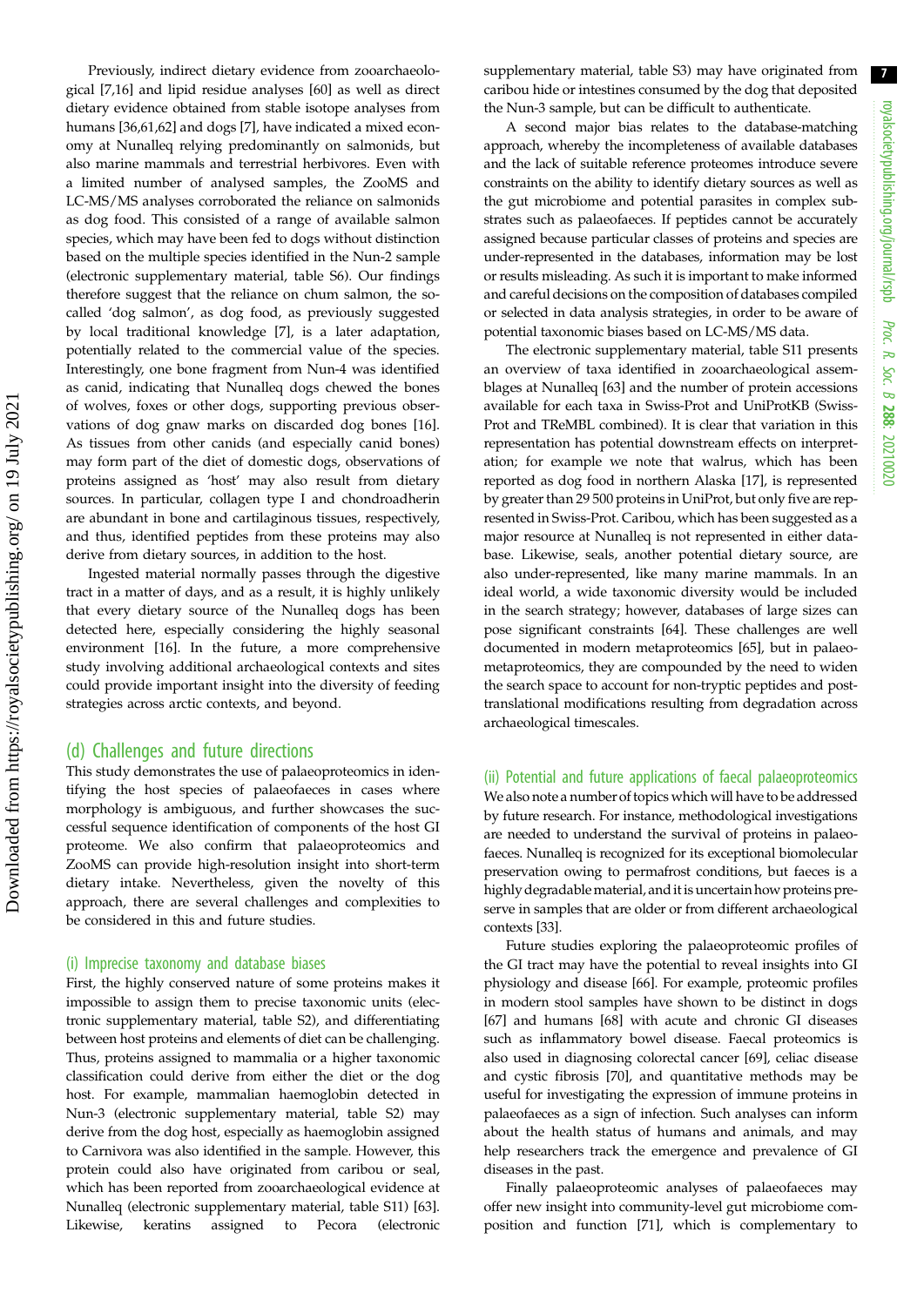Previously, indirect dietary evidence from zooarchaeological [7,16] and lipid residue analyses [60] as well as direct dietary evidence obtained from stable isotope analyses from humans [36,61,62] and dogs [7], have indicated a mixed economy at Nunalleq relying predominantly on salmonids, but also marine mammals and terrestrial herbivores. Even with a limited number of analysed samples, the ZooMS and LC-MS/MS analyses corroborated the reliance on salmonids as dog food. This consisted of a range of available salmon species, which may have been fed to dogs without distinction based on the multiple species identified in the Nun-2 sample (electronic supplementary material, table S6). Our findings therefore suggest that the reliance on chum salmon, the so-called 'dog salmon', as dog food, as previously suggested by local traditional knowledge [7], is a later adaptation, potentially related to the commercial value of the species. Interestingly, one bone fragment from Nun-4 was identified as canid, indicating that Nunalleq dogs chewed the bones of wolves, foxes or other dogs, supporting previous observations of dog gnaw marks on discarded dog bones [16]. As tissues from other canids (and especially canid bones) may form part of the diet of domestic dogs, observations of proteins assigned as 'host' may also result from dietary sources. In particular, collagen type I and chondroadherin are abundant in bone and cartilaginous tissues, respectively, and thus, identified peptides from these proteins may also derive from dietary sources, in addition to the host.

Ingested material normally passes through the digestive tract in a matter of days, and as a result, it is highly unlikely that every dietary source of the Nunalleq dogs has been detected here, especially considering the highly seasonal environment [16]. In the future, a more comprehensive study involving additional archaeological contexts and sites could provide important insight into the diversity of feeding strategies across arctic contexts, and beyond.

## (d) Challenges and future directions

This study demonstrates the use of palaeoproteomics in identifying the host species of palaeofaeces in cases where morphology is ambiguous, and further showcases the successful sequence identification of components of the host GI proteome. We also confirm that palaeoproteomics and ZooMS can provide high-resolution insight into short-term dietary intake. Nevertheless, given the novelty of this approach, there are several challenges and complexities to be considered in this and future studies.

### (i) Imprecise taxonomy and database biases

First, the highly conserved nature of some proteins makes it impossible to assign them to precise taxonomic units (electronic supplementary material, table S2), and differentiating between host proteins and elements of diet can be challenging. Thus, proteins assigned to mammalia or a higher taxonomic classification could derive from either the diet or the dog host. For example, mammalian haemoglobin detected in Nun-3 (electronic supplementary material, table S2) may derive from the dog host, especially as haemoglobin assigned to Carnivora was also identified in the sample. However, this protein could also have originated from caribou or seal, which has been reported from zooarchaeological evidence at Nunalleq (electronic supplementary material, table S11) [63]. Likewise, keratins assigned to Pecora (electronic supplementary material, table S3) may have originated from caribou hide or intestines consumed by the dog that deposited the Nun-3 sample, but can be difficult to authenticate.

A second major bias relates to the database-matching approach, whereby the incompleteness of available databases and the lack of suitable reference proteomes introduce severe constraints on the ability to identify dietary sources as well as the gut microbiome and potential parasites in complex substrates such as palaeofaeces. If peptides cannot be accurately assigned because particular classes of proteins and species are under-represented in the databases, information may be lost or results misleading. As such it is important to make informed and careful decisions on the composition of databases compiled or selected in data analysis strategies, in order to be aware of potential taxonomic biases based on LC-MS/MS data.

The electronic supplementary material, table S11 presents an overview of taxa identified in zooarchaeological assemblages at Nunalleq [63] and the number of protein accessions available for each taxa in Swiss-Prot and UniProtKB (Swiss-Prot and TReMBL combined). It is clear that variation in this representation has potential downstream effects on interpretation; for example we note that walrus, which has been reported as dog food in northern Alaska [17], is represented by greater than 29 500 proteins in UniProt, but only five are represented in Swiss-Prot. Caribou, which has been suggested as a major resource at Nunalleq is not represented in either database. Likewise, seals, another potential dietary source, are also under-represented, like many marine mammals. In an ideal world, a wide taxonomic diversity would be included in the search strategy; however, databases of large sizes can pose significant constraints [64]. These challenges are well documented in modern metaproteomics [65], but in palaeometaproteomics, they are compounded by the need to widen the search space to account for non-tryptic peptides and post-translational modifications resulting from degradation across archaeological timescales.

### (ii) Potential and future applications of faecal palaeoproteomics

We also note a number of topics which will have to be addressed by future research. For instance, methodological investigations are needed to understand the survival of proteins in palaeofaeces. Nunalleq is recognized for its exceptional biomolecular preservation owing to permafrost conditions, but faeces is a highly degradable material, and it is uncertain how proteins preserve in samples that are older or from different archaeological contexts [33].

Future studies exploring the palaeoproteomic profiles of the GI tract may have the potential to reveal insights into GI physiology and disease [66]. For example, proteomic profiles in modern stool samples have shown to be distinct in dogs [67] and humans [68] with acute and chronic GI diseases such as inflammatory bowel disease. Faecal proteomics is also used in diagnosing colorectal cancer [69], celiac disease and cystic fibrosis [70], and quantitative methods may be useful for investigating the expression of immune proteins in palaeofaeces as a sign of infection. Such analyses can inform about the health status of humans and animals, and may help researchers track the emergence and prevalence of GI diseases in the past.

Finally palaeoproteomic analyses of palaeofaeces may offer new insight into community-level gut microbiome composition and function [71], which is complementary to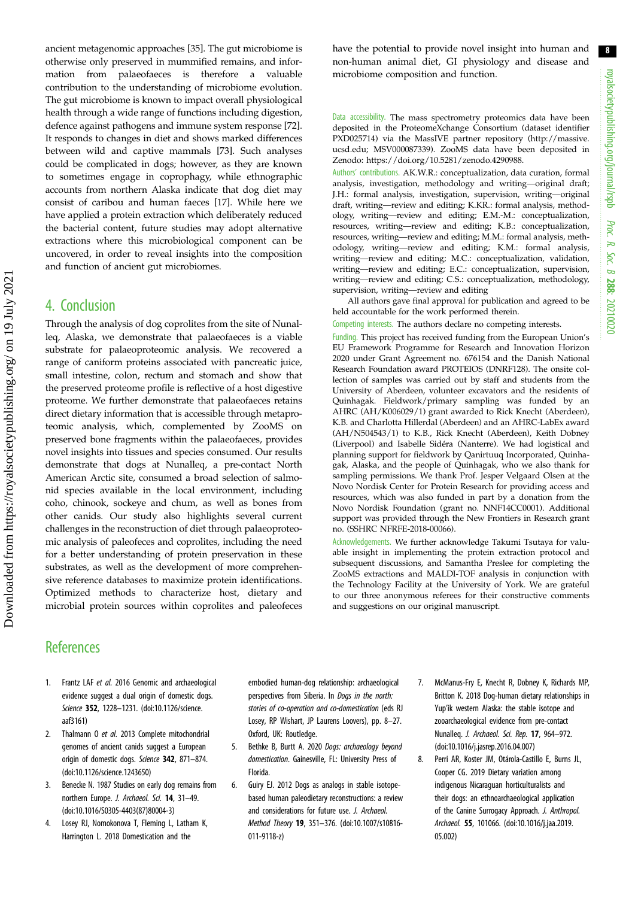ancient metagenomic approaches [35]. The gut microbiome is otherwise only preserved in mummified remains, and information from palaeofaeces is therefore a valuable contribution to the understanding of microbiome evolution. The gut microbiome is known to impact overall physiological health through a wide range of functions including digestion, defence against pathogens and immune system response [72]. It responds to changes in diet and shows marked differences between wild and captive mammals [73]. Such analyses could be complicated in dogs; however, as they are known to sometimes engage in coprophagy, while ethnographic accounts from northern Alaska indicate that dog diet may consist of caribou and human faeces [17]. While here we have applied a protein extraction which deliberately reduced the bacterial content, future studies may adopt alternative extractions where this microbiological component can be uncovered, in order to reveal insights into the composition and function of ancient gut microbiomes.

## 4. Conclusion

Through the analysis of dog coprolites from the site of Nunalleq, Alaska, we demonstrate that palaeofaeces is a viable substrate for palaeoproteomic analysis. We recovered a range of caniform proteins associated with pancreatic juice, small intestine, colon, rectum and stomach and show that the preserved proteome profile is reflective of a host digestive proteome. We further demonstrate that palaeofaeces retains direct dietary information that is accessible through metaproteomic analysis, which, complemented by ZooMS on preserved bone fragments within the palaeofaeces, provides novel insights into tissues and species consumed. Our results demonstrate that dogs at Nunalleq, a pre-contact North American Arctic site, consumed a broad selection of salmonid species available in the local environment, including coho, chinook, sockeye and chum, as well as bones from other canids. Our study also highlights several current challenges in the reconstruction of diet through palaeoproteomic analysis of paleofeces and coprolites, including the need for a better understanding of protein preservation in these substrates, as well as the development of more comprehensive reference databases to maximize protein identifications. Optimized methods to characterize host, dietary and microbial protein sources within coprolites and paleofeces have the potential to provide novel insight into human and non-human animal diet, GI physiology and disease and microbiome composition and function.

Data accessibility. The mass spectrometry proteomics data have been deposited in the ProteomeXchange Consortium (dataset identifier PXD025714) via the MassIVE partner repository (http://massive.ucsd.edu; MSV000087339). ZooMS data have been deposited in Zenodo: https://doi.org/10.5281/zenodo.4290988.

Authors' contributions. AK.W.R.: conceptualization, data curation, formal analysis, investigation, methodology and writing—original draft; J.H.: formal analysis, investigation, supervision, writing—original draft, writing—review and editing; K.KR.: formal analysis, methodology, writing—review and editing; E.M.-M.: conceptualization, resources, writing—review and editing; K.B.: conceptualization, resources, writing—review and editing; M.M.: formal analysis, methodology, writing—review and editing; K.M.: formal analysis, writing—review and editing; M.C.: conceptualization, validation, writing—review and editing; E.C.: conceptualization, supervision, writing—review and editing; C.S.: conceptualization, methodology, supervision, writing—review and editing

All authors gave final approval for publication and agreed to be held accountable for the work performed therein.

Competing interests. The authors declare no competing interests.

Funding. This project has received funding from the European Union's EU Framework Programme for Research and Innovation Horizon 2020 under Grant Agreement no. 676154 and the Danish National Research Foundation award PROTEIOS (DNRF128). The onsite collection of samples was carried out by staff and students from the University of Aberdeen, volunteer excavators and the residents of Quinhagak. Fieldwork/primary sampling was funded by an AHRC (AH/K006029/1) grant awarded to Rick Knecht (Aberdeen), K.B. and Charlotta Hillerdal (Aberdeen) and an AHRC-LabEx award (AH/N504543/1) to K.B., Rick Knecht (Aberdeen), Keith Dobney (Liverpool) and Isabelle Sidéra (Nanterre). We had logistical and planning support for fieldwork by Qanirtuuq Incorporated, Quinhagak, Alaska, and the people of Quinhagak, who we also thank for sampling permissions. We thank Prof. Jesper Velgaard Olsen at the Novo Nordisk Center for Protein Research for providing access and resources, which was also funded in part by a donation from the Novo Nordisk Foundation (grant no. NNF14CC0001). Additional support was provided through the New Frontiers in Research grant no. (SSHRC NFRFE-2018-00066).

Acknowledgements. We further acknowledge Takumi Tsutaya for valuable insight in implementing the protein extraction protocol and subsequent discussions, and Samantha Preslee for completing the ZooMS extractions and MALDI-TOF analysis in conjunction with the Technology Facility at the University of York. We are grateful to our three anonymous referees for their constructive comments and suggestions on our original manuscript.

## References

1. Frantz LAF *et al.* 2016 Genomic and archaeological evidence suggest a dual origin of domestic dogs. *Science* **352**, 1228–1231. (doi:10.1126/science.aaf3161)
2. Thalmann O *et al.* 2013 Complete mitochondrial genomes of ancient canids suggest a European origin of domestic dogs. *Science* **342**, 871–874. (doi:10.1126/science.1243650)
3. Benecke N. 1987 Studies on early dog remains from northern Europe. *J. Archaeol. Sci.* **14**, 31–49. (doi:10.1016/S0305-4403(87)80004-3)
4. Losey RJ, Nomokonova T, Fleming L, Latham K, Harrington L. 2018 Domestication and the embodied human-dog relationship: archaeological perspectives from Siberia. In *Dogs in the north: stories of co-operation and co-domestication* (eds RJ Losey, RP Wishart, JP Laurens Loovers), pp. 8–27. Oxford, UK: Routledge.
5. Bethke B, Burtt A. 2020 *Dogs: archaeology beyond domestication*. Gainesville, FL: University Press of Florida.
6. Guiry EJ. 2012 Dogs as analogs in stable isotope-based human paleodietary reconstructions: a review and considerations for future use. *J. Archaeol. Method Theory* **19**, 351–376. (doi:10.1007/s10816-011-9118-z)
7. McManus-Fry E, Knecht R, Dobney K, Richards MP, Britton K. 2018 Dog-human dietary relationships in Yup'ik western Alaska: the stable isotope and zooarchaeological evidence from pre-contact Nunalleq. *J. Archaeol. Sci. Rep.* **17**, 964–972. (doi:10.1016/j.jasrep.2016.04.007)
8. Perri AR, Koster JM, Otárola-Castillo E, Burns JL, Cooper CG. 2019 Dietary variation among indigenous Nicaraguan horticulturalists and their dogs: an ethnoarchaeological application of the Canine Surrogacy Approach. *J. Anthropol. Archaeol.* **55**, 101066. (doi:10.1016/j.jaa.2019.05.002)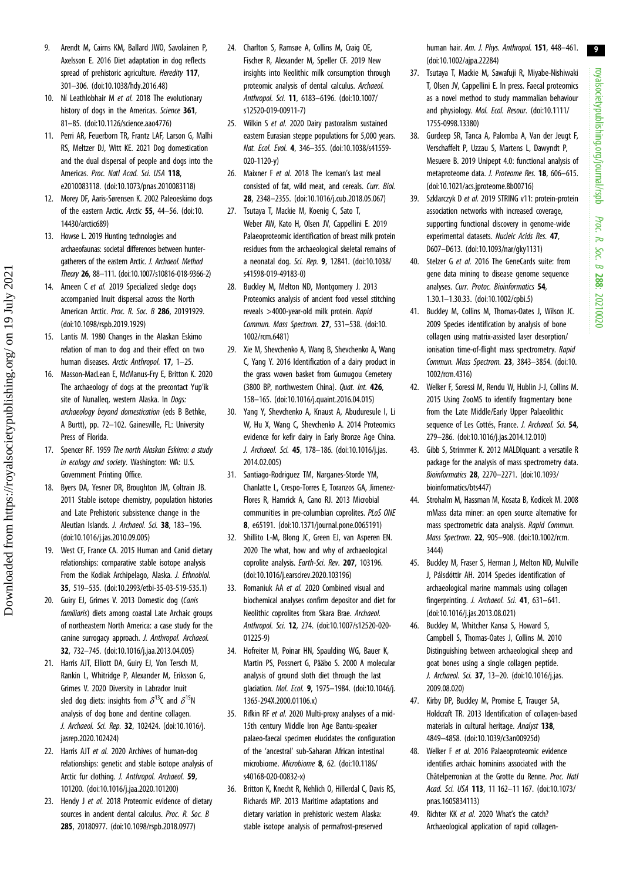9. Arendt M, Cairns KM, Ballard JWO, Savolainen P, Axelsson E. 2016 Diet adaptation in dog reflects spread of prehistoric agriculture. *Heredity* **117**, 301–306. (doi:10.1038/hdy.2016.48)
10. Ní Leathlobhair M *et al.* 2018 The evolutionary history of dogs in the Americas. *Science* **361**, 81–85. (doi:10.1126/science.aao4776)
11. Perri AR, Feuerborn TR, Frantz LAF, Larson G, Malhi RS, Meltzer DJ, Witt KE. 2021 Dog domestication and the dual dispersal of people and dogs into the Americas. *Proc. Natl Acad. Sci. USA* **118**, e2010083118. (doi:10.1073/pnas.2010083118)
12. Morey DF, Aaris-Sørensen K. 2002 Paleoeskimo dogs of the eastern Arctic. *Arctic* **55**, 44–56. (doi:10.14430/arctic689)
13. Howse L. 2019 Hunting technologies and archaeofaunas: societal differences between hunter-gatherers of the eastern Arctic. *J. Archaeol. Method Theory* **26**, 88–111. (doi:10.1007/s10816-018-9366-2)
14. Ameen C *et al.* 2019 Specialized sledge dogs accompanied Inuit dispersal across the North American Arctic. *Proc. R. Soc. B* **286**, 20191929. (doi:10.1098/rspb.2019.1929)
15. Lantis M. 1980 Changes in the Alaskan Eskimo relation of man to dog and their effect on two human diseases. *Arctic Anthropol.* **17**, 1–25.
16. Masson-MacLean E, McManus-Fry E, Britton K. 2020 The archaeology of dogs at the precontact Yup'ik site of Nunalleq, western Alaska. In *Dogs: archaeology beyond domestication* (eds B Bethke, A Burtt), pp. 72–102. Gainesville, FL: University Press of Florida.
17. Spencer RF. 1959 *The north Alaskan Eskimo: a study in ecology and society*. Washington: WA: U.S. Government Printing Office.
18. Byers DA, Yesner DR, Broughton JM, Coltrain JB. 2011 Stable isotope chemistry, population histories and Late Prehistoric subsistence change in the Aleutian Islands. *J. Archaeol. Sci.* **38**, 183–196. (doi:10.1016/j.jas.2010.09.005)
19. West CF, France CA. 2015 Human and Canid dietary relationships: comparative stable isotope analysis From the Kodiak Archipelago, Alaska. *J. Ethnobiol.* **35**, 519–535. (doi:10.2993/etbi-35-03-519-535.1)
20. Guiry EJ, Grimes V. 2013 Domestic dog (*Canis familiaris*) diets among coastal Late Archaic groups of northeastern North America: a case study for the canine surrogacy approach. *J. Anthropol. Archaeol.* **32**, 732–745. (doi:10.1016/j.jaa.2013.04.005)
21. Harris AJT, Elliott DA, Guiry EJ, Von Tersch M, Rankin L, Whitridge P, Alexander M, Eriksson G, Grimes V. 2020 Diversity in Labrador Inuit sled dog diets: insights from $\delta^{13}$C and $\delta^{15}$N analysis of dog bone and dentine collagen. *J. Archaeol. Sci. Rep.* **32**, 102424. (doi:10.1016/j.jasrep.2020.102424)
22. Harris AJT *et al.* 2020 Archives of human-dog relationships: genetic and stable isotope analysis of Arctic fur clothing. *J. Anthropol. Archaeol.* **59**, 101200. (doi:10.1016/j.jaa.2020.101200)
23. Hendy J *et al.* 2018 Proteomic evidence of dietary sources in ancient dental calculus. *Proc. R. Soc. B* **285**, 20180977. (doi:10.1098/rspb.2018.0977)
24. Charlton S, Ramsøe A, Collins M, Craig OE, Fischer R, Alexander M, Speller CF. 2019 New insights into Neolithic milk consumption through proteomic analysis of dental calculus. *Archaeol. Anthropol. Sci.* **11**, 6183–6196. (doi:10.1007/s12520-019-00911-7)
25. Wilkin S *et al.* 2020 Dairy pastoralism sustained eastern Eurasian steppe populations for 5,000 years. *Nat. Ecol. Evol.* **4**, 346–355. (doi:10.1038/s41559-020-1120-y)
26. Maixner F *et al.* 2018 The Iceman's last meal consisted of fat, wild meat, and cereals. *Curr. Biol.* **28**, 2348–2355. (doi:10.1016/j.cub.2018.05.067)
27. Tsutaya T, Mackie M, Koenig C, Sato T, Weber AW, Kato H, Olsen JV, Cappellini E. 2019 Palaeoproteomic identification of breast milk protein residues from the archaeological skeletal remains of a neonatal dog. *Sci. Rep.* **9**, 12841. (doi:10.1038/s41598-019-49183-0)
28. Buckley M, Melton ND, Montgomery J. 2013 Proteomics analysis of ancient food vessel stitching reveals >4000-year-old milk protein. *Rapid Commun. Mass Spectrom.* **27**, 531–538. (doi:10.1002/rcm.6481)
29. Xie M, Shevchenko A, Wang B, Shevchenko A, Wang C, Yang Y. 2016 Identification of a dairy product in the grass woven basket from Gumugou Cemetery (3800 BP, northwestern China). *Quat. Int.* **426**, 158–165. (doi:10.1016/j.quaint.2016.04.015)
30. Yang Y, Shevchenko A, Knaust A, Abuduresule I, Li W, Hu X, Wang C, Shevchenko A. 2014 Proteomics evidence for kefir dairy in Early Bronze Age China. *J. Archaeol. Sci.* **45**, 178–186. (doi:10.1016/j.jas.2014.02.005)
31. Santiago-Rodriguez TM, Narganes-Storde YM, Chanlatte L, Crespo-Torres E, Toranzos GA, Jimenez-Flores R, Hamrick A, Cano RJ. 2013 Microbial communities in pre-columbian coprolites. *PLoS ONE* **8**, e65191. (doi:10.1371/journal.pone.0065191)
32. Shillito L-M, Blong JC, Green EJ, van Asperen EN. 2020 The what, how and why of archaeological coprolite analysis. *Earth-Sci. Rev.* **207**, 103196. (doi:10.1016/j.earscirev.2020.103196)
33. Romaniuk AA *et al.* 2020 Combined visual and biochemical analyses confirm depositor and diet for Neolithic coprolites from Skara Brae. *Archaeol. Anthropol. Sci.* **12**, 274. (doi:10.1007/s12520-020-01225-9)
34. Hofreiter M, Poinar HN, Spaulding WG, Bauer K, Martin PS, Possnert G, Pääbo S. 2000 A molecular analysis of ground sloth diet through the last glaciation. *Mol. Ecol.* **9**, 1975–1984. (doi:10.1046/j.1365-294X.2000.01106.x)
35. Rifkin RF *et al.* 2020 Multi-proxy analyses of a mid-15th century Middle Iron Age Bantu-speaker palaeo-faecal specimen elucidates the configuration of the 'ancestral' sub-Saharan African intestinal microbiome. *Microbiome* **8**, 62. (doi:10.1186/s40168-020-00832-x)
36. Britton K, Knecht R, Nehlich O, Hillerdal C, Davis RS, Richards MP. 2013 Maritime adaptations and dietary variation in prehistoric western Alaska: stable isotope analysis of permafrost-preserved human hair. *Am. J. Phys. Anthropol.* **151**, 448–461. (doi:10.1002/ajpa.22284)
37. Tsutaya T, Mackie M, Sawafuji R, Miyabe-Nishiwaki T, Olsen JV, Cappellini E. In press. Faecal proteomics as a novel method to study mammalian behaviour and physiology. *Mol. Ecol. Resour.* (doi:10.1111/1755-0998.13380)
38. Gurdeep SR, Tanca A, Palomba A, Van der Jeugt F, Verschaffelt P, Uzzau S, Martens L, Dawyndt P, Mesuere B. 2019 Unipept 4.0: functional analysis of metaproteome data. *J. Proteome Res.* **18**, 606–615. (doi:10.1021/acs.jproteome.8b00716)
39. Szklarczyk D *et al.* 2019 STRING v11: protein-protein association networks with increased coverage, supporting functional discovery in genome-wide experimental datasets. *Nucleic Acids Res.* **47**, D607–D613. (doi:10.1093/nar/gky1131)
40. Stelzer G *et al.* 2016 The GeneCards suite: from gene data mining to disease genome sequence analyses. *Curr. Protoc. Bioinformatics* **54**, 1.30.1–1.30.33. (doi:10.1002/cpbi.5)
41. Buckley M, Collins M, Thomas-Oates J, Wilson JC. 2009 Species identification by analysis of bone collagen using matrix-assisted laser desorption/ionisation time-of-flight mass spectrometry. *Rapid Commun. Mass Spectrom.* **23**, 3843–3854. (doi:10.1002/rcm.4316)
42. Welker F, Soressi M, Rendu W, Hublin J-J, Collins M. 2015 Using ZooMS to identify fragmentary bone from the Late Middle/Early Upper Palaeolithic sequence of Les Cottés, France. *J. Archaeol. Sci.* **54**, 279–286. (doi:10.1016/j.jas.2014.12.010)
43. Gibb S, Strimmer K. 2012 MALDIquant: a versatile R package for the analysis of mass spectrometry data. *Bioinformatics* **28**, 2270–2271. (doi:10.1093/bioinformatics/bts447)
44. Strohalm M, Hassman M, Kosata B, Kodícek M. 2008 mMass data miner: an open source alternative for mass spectrometric data analysis. *Rapid Commun. Mass Spectrom.* **22**, 905–908. (doi:10.1002/rcm.3444)
45. Buckley M, Fraser S, Herman J, Melton ND, Mulville J, Pálsdóttir AH. 2014 Species identification of archaeological marine mammals using collagen fingerprinting. *J. Archaeol. Sci.* **41**, 631–641. (doi:10.1016/j.jas.2013.08.021)
46. Buckley M, Whitcher Kansa S, Howard S, Campbell S, Thomas-Oates J, Collins M. 2010 Distinguishing between archaeological sheep and goat bones using a single collagen peptide. *J. Archaeol. Sci.* **37**, 13–20. (doi:10.1016/j.jas.2009.08.020)
47. Kirby DP, Buckley M, Promise E, Trauger SA, Holdcraft TR. 2013 Identification of collagen-based materials in cultural heritage. *Analyst* **138**, 4849–4858. (doi:10.1039/c3an00925d)
48. Welker F *et al.* 2016 Palaeoproteomic evidence identifies archaic hominins associated with the Châtelperronian at the Grotte du Renne. *Proc. Natl Acad. Sci. USA* **113**, 11 162–11 167. (doi:10.1073/pnas.1605834113)
49. Richter KK *et al.* 2020 What's the catch? Archaeological application of rapid collagen-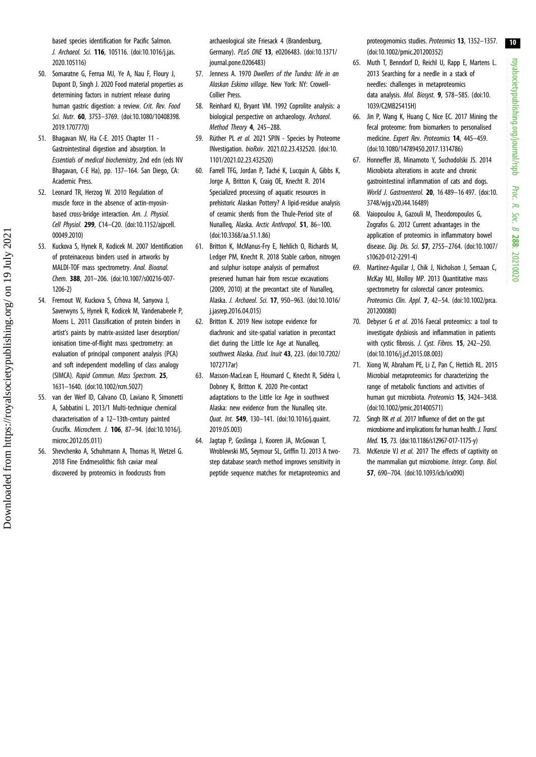based species identification for Pacific Salmon. *J. Archaeol. Sci.* **116**, 105116. (doi:10.1016/j.jas.2020.105116)

50. Somaratne G, Ferrua MJ, Ye A, Nau F, Floury J, Dupont D, Singh J. 2020 Food material properties as determining factors in nutrient release during human gastric digestion: a review. *Crit. Rev. Food Sci. Nutr.* **60**, 3753–3769. (doi:10.1080/10408398.2019.1707770)
51. Bhagavan NV, Ha C-E. 2015 Chapter 11 - Gastrointestinal digestion and absorption. In *Essentials of medical biochemistry*, 2nd edn (eds NV Bhagavan, C-E Ha), pp. 137–164. San Diego, CA: Academic Press.
52. Leonard TR, Herzog W. 2010 Regulation of muscle force in the absence of actin-myosin-based cross-bridge interaction. *Am. J. Physiol. Cell Physiol.* **299**, C14–C20. (doi:10.1152/ajpcell.00049.2010)
53. Kuckova S, Hynek R, Kodicek M. 2007 Identification of proteinaceous binders used in artworks by MALDI-TOF mass spectrometry. *Anal. Bioanal. Chem.* **388**, 201–206. (doi:10.1007/s00216-007-1206-2)
54. Fremout W, Kuckova S, Crhova M, Sanyova J, Saverwyns S, Hynek R, Kodicek M, Vandenabeele P, Moens L. 2011 Classification of protein binders in artist's paints by matrix-assisted laser desorption/ionisation time-of-flight mass spectrometry: an evaluation of principal component analysis (PCA) and soft independent modelling of class analogy (SIMCA). *Rapid Commun. Mass Spectrom.* **25**, 1631–1640. (doi:10.1002/rcm.5027)
55. van der Werf ID, Calvano CD, Laviano R, Simonetti A, Sabbatini L. 2013/1 Multi-technique chemical characterisation of a 12–13th-century painted Crucifix. *Microchem. J.* **106**, 87–94. (doi:10.1016/j.microc.2012.05.011)
56. Shevchenko A, Schuhmann A, Thomas H, Wetzel G. 2018 Fine Endmesolithic fish caviar meal discovered by proteomics in foodcrusts from archaeological site Friesack 4 (Brandenburg, Germany). *PLoS ONE* **13**, e0206483. (doi:10.1371/journal.pone.0206483)
57. Jenness A. 1970 *Dwellers of the Tundra: life in an Alaskan Eskimo village*. New York: NY: Crowell-Collier Press.
58. Reinhard KJ, Bryant VM. 1992 Coprolite analysis: a biological perspective on archaeology. *Archaeol. Method Theory* **4**, 245–288.
59. Rüther PL *et al.* 2021 SPIN - Species by Proteome INvestigation. *bioRxiv*. 2021.02.23.432520. (doi:10.1101/2021.02.23.432520)
60. Farrell TFG, Jordan P, Taché K, Lucquin A, Gibbs K, Jorge A, Britton K, Craig OE, Knecht R. 2014 Specialized processing of aquatic resources in prehistoric Alaskan Pottery? A lipid-residue analysis of ceramic sherds from the Thule-Period site of Nunalleq, Alaska. *Arctic Anthropol.* **51**, 86–100. (doi:10.3368/aa.51.1.86)
61. Britton K, McManus-Fry E, Nehlich O, Richards M, Ledger PM, Knecht R. 2018 Stable carbon, nitrogen and sulphur isotope analysis of permafrost preserved human hair from rescue excavations (2009, 2010) at the precontact site of Nunalleq, Alaska. *J. Archaeol. Sci.* **17**, 950–963. (doi:10.1016/j.jasrep.2016.04.015)
62. Britton K. 2019 New isotope evidence for diachronic and site-spatial variation in precontact diet during the Little Ice Age at Nunalleq, southwest Alaska. *Etud. Inuit* **43**, 223. (doi:10.7202/1072717ar)
63. Masson-MacLean E, Houmard C, Knecht R, Sidéra I, Dobney K, Britton K. 2020 Pre-contact adaptations to the Little Ice Age in southwest Alaska: new evidence from the Nunalleq site. *Quat. Int.* **549**, 130–141. (doi:10.1016/j.quaint.2019.05.003)
64. Jagtap P, Goslinga J, Kooren JA, McGowan T, Wroblewski MS, Seymour SL, Griffin TJ. 2013 A two-step database search method improves sensitivity in peptide sequence matches for metaproteomics and proteogenomics studies. *Proteomics* **13**, 1352–1357. (doi:10.1002/pmic.201200352)
65. Muth T, Benndorf D, Reichl U, Rapp E, Martens L. 2013 Searching for a needle in a stack of needles: challenges in metaproteomics data analysis. *Mol. Biosyst.* **9**, 578–585. (doi:10.1039/C2MB25415H)
66. Jin P, Wang K, Huang C, Nice EC. 2017 Mining the fecal proteome: from biomarkers to personalised medicine. *Expert Rev. Proteomics* **14**, 445–459. (doi:10.1080/14789450.2017.1314786)
67. Honneffer JB, Minamoto Y, Suchodolski JS. 2014 Microbiota alterations in acute and chronic gastrointestinal inflammation of cats and dogs. *World J. Gastroenterol.* **20**, 16 489–16 497. (doi:10.3748/wjg.v20.i44.16489)
68. Vaiopoulou A, Gazouli M, Theodoropoulos G, Zografos G. 2012 Current advantages in the application of proteomics in inflammatory bowel disease. *Dig. Dis. Sci.* **57**, 2755–2764. (doi:10.1007/s10620-012-2291-4)
69. Martínez-Aguilar J, Chik J, Nicholson J, Semaan C, McKay MJ, Molloy MP. 2013 Quantitative mass spectrometry for colorectal cancer proteomics. *Proteomics Clin. Appl.* **7**, 42–54. (doi:10.1002/prca.201200080)
70. Debyser G *et al.* 2016 Faecal proteomics: a tool to investigate dysbiosis and inflammation in patients with cystic fibrosis. *J. Cyst. Fibros.* **15**, 242–250. (doi:10.1016/j.jcf.2015.08.003)
71. Xiong W, Abraham PE, Li Z, Pan C, Hettich RL. 2015 Microbial metaproteomics for characterizing the range of metabolic functions and activities of human gut microbiota. *Proteomics* **15**, 3424–3438. (doi:10.1002/pmic.201400571)
72. Singh RK *et al.* 2017 Influence of diet on the gut microbiome and implications for human health. *J. Transl. Med.* **15**, 73. (doi:10.1186/s12967-017-1175-y)
73. McKenzie VJ *et al.* 2017 The effects of captivity on the mammalian gut microbiome. *Integr. Comp. Biol.* **57**, 690–704. (doi:10.1093/icb/icx090)